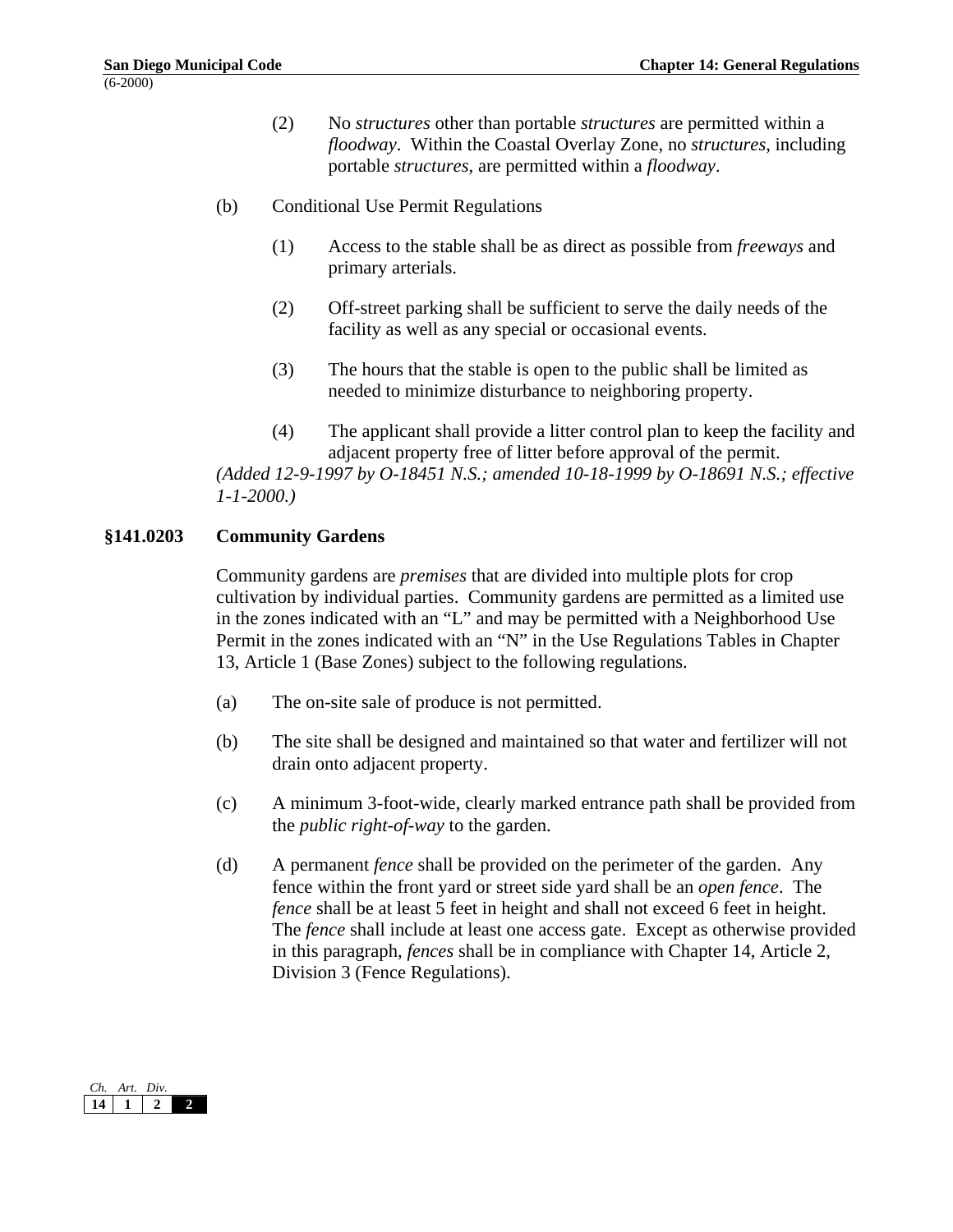(2) No *structures* other than portable *structures* are permitted within a *floodway*. Within the Coastal Overlay Zone, no *structures*, including portable *structures*, are permitted within a *floodway*.

(b) Conditional Use Permit Regulations

(1) Access to the stable shall be as direct as possible from *freeways* and primary arterials.

(2) Off-street parking shall be sufficient to serve the daily needs of the facility as well as any special or occasional events.

(3) The hours that the stable is open to the public shall be limited as needed to minimize disturbance to neighboring property.

(4) The applicant shall provide a litter control plan to keep the facility and adjacent property free of litter before approval of the permit.

*(Added 12-9-1997 by O-18451 N.S.; amended 10-18-1999 by O-18691 N.S.; effective 1-1-2000.)*

## §141.0203 Community Gardens

Community gardens are *premises* that are divided into multiple plots for crop cultivation by individual parties. Community gardens are permitted as a limited use in the zones indicated with an "L" and may be permitted with a Neighborhood Use Permit in the zones indicated with an "N" in the Use Regulations Tables in Chapter 13, Article 1 (Base Zones) subject to the following regulations.

(a) The on-site sale of produce is not permitted.

(b) The site shall be designed and maintained so that water and fertilizer will not drain onto adjacent property.

(c) A minimum 3-foot-wide, clearly marked entrance path shall be provided from the *public right-of-way* to the garden.

(d) A permanent *fence* shall be provided on the perimeter of the garden. Any fence within the front yard or street side yard shall be an *open fence*. The *fence* shall be at least 5 feet in height and shall not exceed 6 feet in height. The *fence* shall include at least one access gate. Except as otherwise provided in this paragraph, *fences* shall be in compliance with Chapter 14, Article 2, Division 3 (Fence Regulations).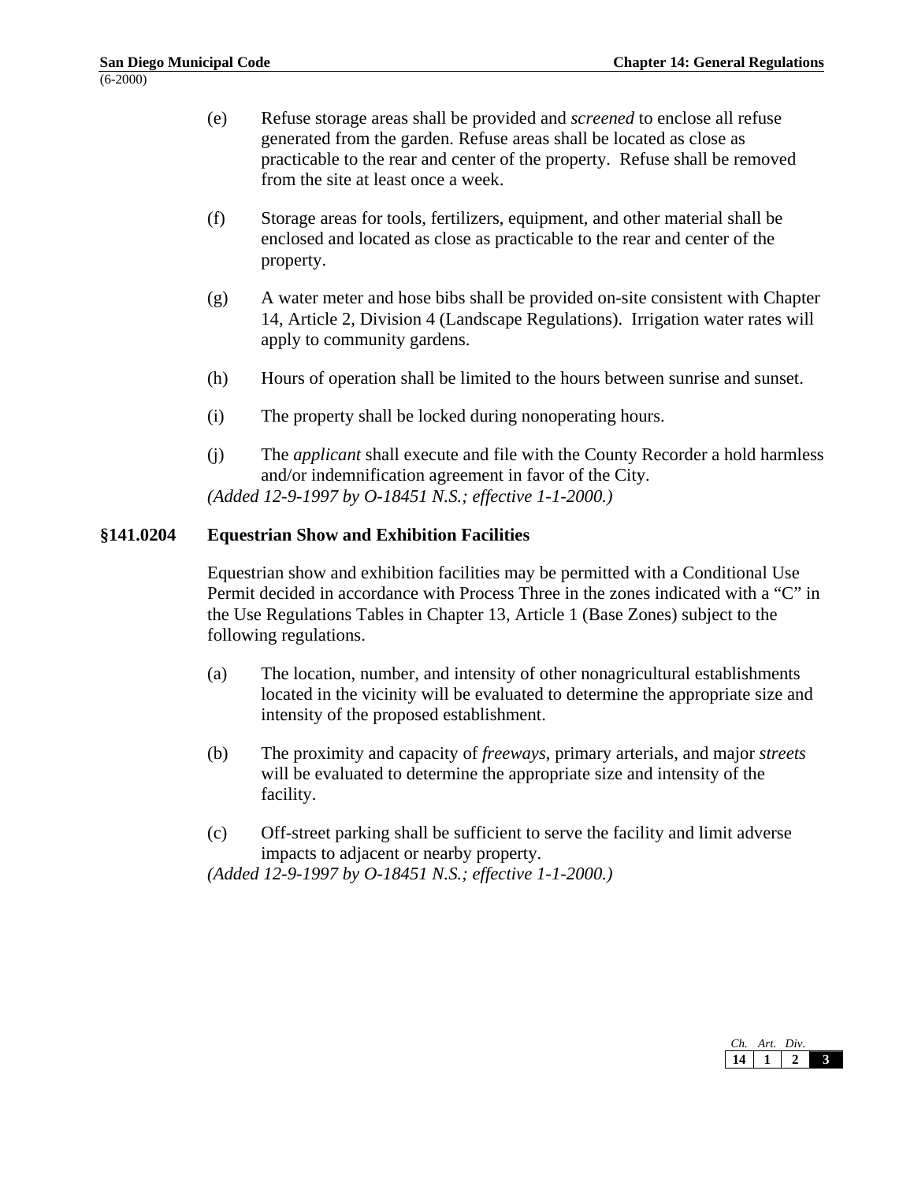(e) Refuse storage areas shall be provided and *screened* to enclose all refuse generated from the garden. Refuse areas shall be located as close as practicable to the rear and center of the property. Refuse shall be removed from the site at least once a week.

(f) Storage areas for tools, fertilizers, equipment, and other material shall be enclosed and located as close as practicable to the rear and center of the property.

(g) A water meter and hose bibs shall be provided on-site consistent with Chapter 14, Article 2, Division 4 (Landscape Regulations). Irrigation water rates will apply to community gardens.

(h) Hours of operation shall be limited to the hours between sunrise and sunset.

(i) The property shall be locked during nonoperating hours.

(j) The *applicant* shall execute and file with the County Recorder a hold harmless and/or indemnification agreement in favor of the City.

*(Added 12-9-1997 by O-18451 N.S.; effective 1-1-2000.)*

### §141.0204 Equestrian Show and Exhibition Facilities

Equestrian show and exhibition facilities may be permitted with a Conditional Use Permit decided in accordance with Process Three in the zones indicated with a "C" in the Use Regulations Tables in Chapter 13, Article 1 (Base Zones) subject to the following regulations.

(a) The location, number, and intensity of other nonagricultural establishments located in the vicinity will be evaluated to determine the appropriate size and intensity of the proposed establishment.

(b) The proximity and capacity of *freeways*, primary arterials, and major *streets* will be evaluated to determine the appropriate size and intensity of the facility.

(c) Off-street parking shall be sufficient to serve the facility and limit adverse impacts to adjacent or nearby property.

*(Added 12-9-1997 by O-18451 N.S.; effective 1-1-2000.)*